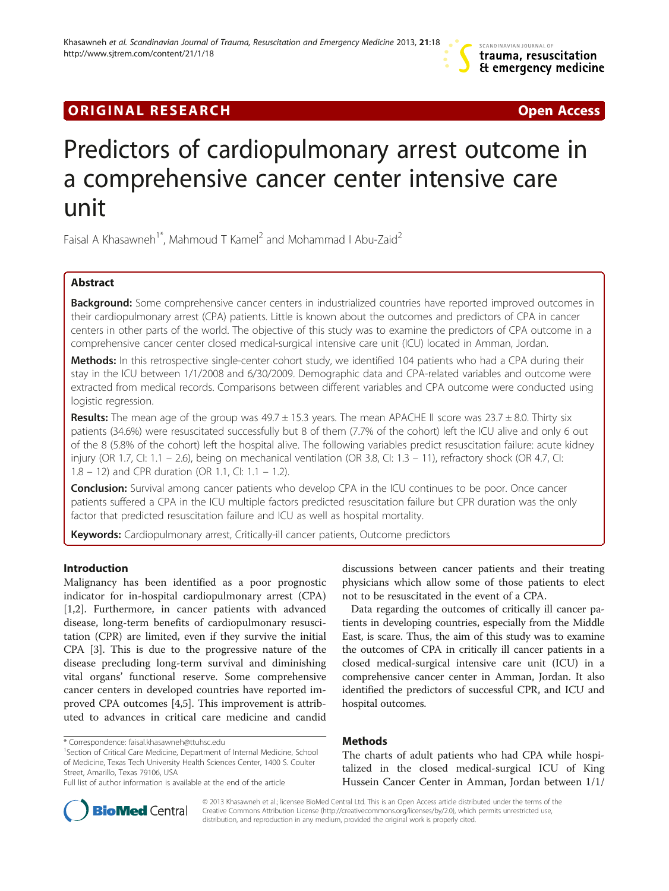ORIGINAL RESEARCH Open Access

# Predictors of cardiopulmonary arrest outcome in a comprehensive cancer center intensive care unit

Faisal A Khasawneh[1*], Mahmoud T Kamel[2] and Mohammad I Abu-Zaid[2]

## Abstract

**Background:** Some comprehensive cancer centers in industrialized countries have reported improved outcomes in their cardiopulmonary arrest (CPA) patients. Little is known about the outcomes and predictors of CPA in cancer centers in other parts of the world. The objective of this study was to examine the predictors of CPA outcome in a comprehensive cancer center closed medical-surgical intensive care unit (ICU) located in Amman, Jordan.

**Methods:** In this retrospective single-center cohort study, we identified 104 patients who had a CPA during their stay in the ICU between 1/1/2008 and 6/30/2009. Demographic data and CPA-related variables and outcome were extracted from medical records. Comparisons between different variables and CPA outcome were conducted using logistic regression.

**Results:** The mean age of the group was 49.7 ± 15.3 years. The mean APACHE II score was 23.7 ± 8.0. Thirty six patients (34.6%) were resuscitated successfully but 8 of them (7.7% of the cohort) left the ICU alive and only 6 out of the 8 (5.8% of the cohort) left the hospital alive. The following variables predict resuscitation failure: acute kidney injury (OR 1.7, CI: 1.1 – 2.6), being on mechanical ventilation (OR 3.8, CI: 1.3 – 11), refractory shock (OR 4.7, CI: 1.8 – 12) and CPR duration (OR 1.1, CI: 1.1 – 1.2).

**Conclusion:** Survival among cancer patients who develop CPA in the ICU continues to be poor. Once cancer patients suffered a CPA in the ICU multiple factors predicted resuscitation failure but CPR duration was the only factor that predicted resuscitation failure and ICU as well as hospital mortality.

**Keywords:** Cardiopulmonary arrest, Critically-ill cancer patients, Outcome predictors

## Introduction

Malignancy has been identified as a poor prognostic indicator for in-hospital cardiopulmonary arrest (CPA) [1,2]. Furthermore, in cancer patients with advanced disease, long-term benefits of cardiopulmonary resuscitation (CPR) are limited, even if they survive the initial CPA [3]. This is due to the progressive nature of the disease precluding long-term survival and diminishing vital organs' functional reserve. Some comprehensive cancer centers in developed countries have reported improved CPA outcomes [4,5]. This improvement is attributed to advances in critical care medicine and candid discussions between cancer patients and their treating physicians which allow some of those patients to elect not to be resuscitated in the event of a CPA.

Data regarding the outcomes of critically ill cancer patients in developing countries, especially from the Middle East, is scare. Thus, the aim of this study was to examine the outcomes of CPA in critically ill cancer patients in a closed medical-surgical intensive care unit (ICU) in a comprehensive cancer center in Amman, Jordan. It also identified the predictors of successful CPR, and ICU and hospital outcomes.

## Methods

The charts of adult patients who had CPA while hospitalized in the closed medical-surgical ICU of King Hussein Cancer Center in Amman, Jordan between 1/1/

\* Correspondence: faisal.khasawneh@ttuhsc.edu
[1]Section of Critical Care Medicine, Department of Internal Medicine, School of Medicine, Texas Tech University Health Sciences Center, 1400 S. Coulter Street, Amarillo, Texas 79106, USA
Full list of author information is available at the end of the article

© 2013 Khasawneh et al.; licensee BioMed Central Ltd. This is an Open Access article distributed under the terms of the Creative Commons Attribution License (http://creativecommons.org/licenses/by/2.0), which permits unrestricted use, distribution, and reproduction in any medium, provided the original work is properly cited.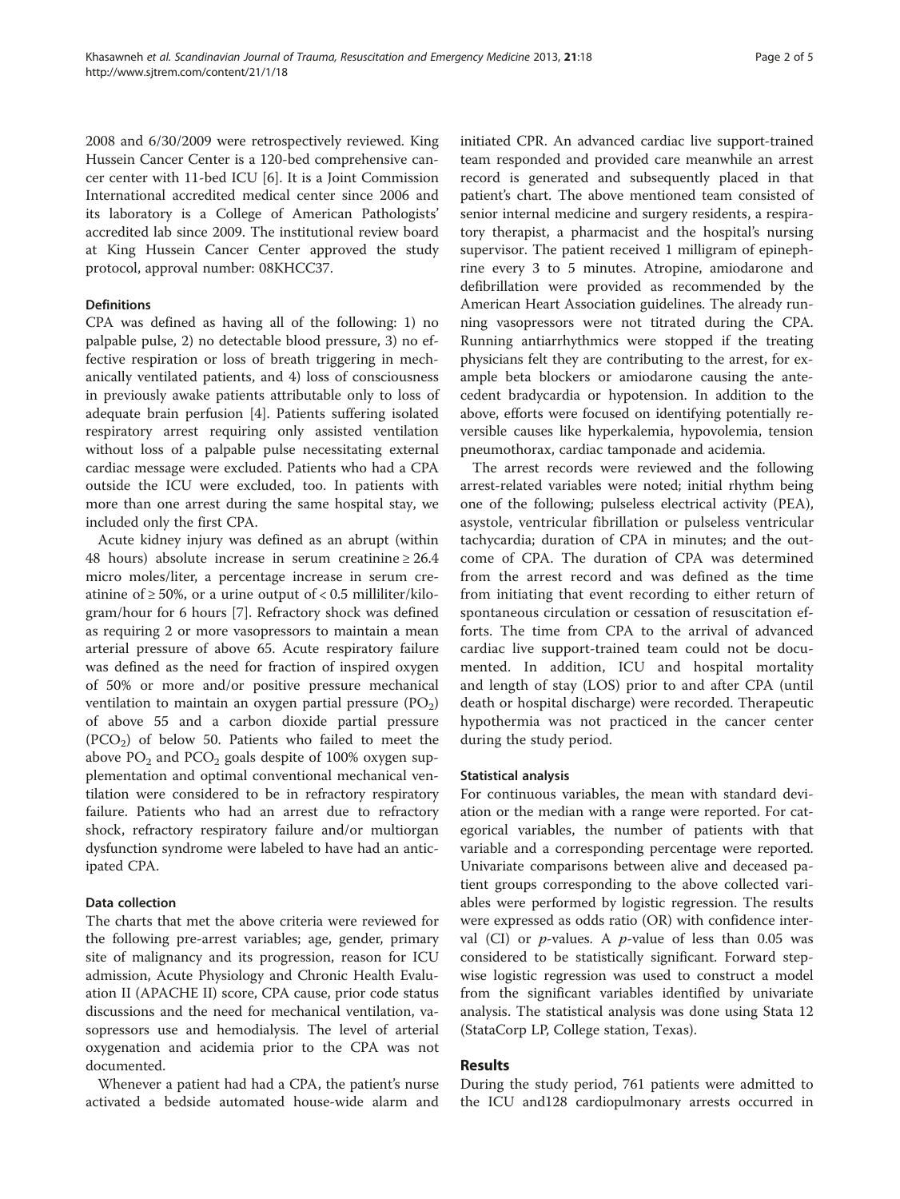2008 and 6/30/2009 were retrospectively reviewed. King Hussein Cancer Center is a 120-bed comprehensive cancer center with 11-bed ICU [6]. It is a Joint Commission International accredited medical center since 2006 and its laboratory is a College of American Pathologists' accredited lab since 2009. The institutional review board at King Hussein Cancer Center approved the study protocol, approval number: 08KHCC37.

### Definitions

CPA was defined as having all of the following: 1) no palpable pulse, 2) no detectable blood pressure, 3) no effective respiration or loss of breath triggering in mechanically ventilated patients, and 4) loss of consciousness in previously awake patients attributable only to loss of adequate brain perfusion [4]. Patients suffering isolated respiratory arrest requiring only assisted ventilation without loss of a palpable pulse necessitating external cardiac message were excluded. Patients who had a CPA outside the ICU were excluded, too. In patients with more than one arrest during the same hospital stay, we included only the first CPA.

Acute kidney injury was defined as an abrupt (within 48 hours) absolute increase in serum creatinine ≥ 26.4 micro moles/liter, a percentage increase in serum creatinine of ≥ 50%, or a urine output of < 0.5 milliliter/kilogram/hour for 6 hours [7]. Refractory shock was defined as requiring 2 or more vasopressors to maintain a mean arterial pressure of above 65. Acute respiratory failure was defined as the need for fraction of inspired oxygen of 50% or more and/or positive pressure mechanical ventilation to maintain an oxygen partial pressure ($PO_2$) of above 55 and a carbon dioxide partial pressure ($PCO_2$) of below 50. Patients who failed to meet the above $PO_2$ and $PCO_2$ goals despite of 100% oxygen supplementation and optimal conventional mechanical ventilation were considered to be in refractory respiratory failure. Patients who had an arrest due to refractory shock, refractory respiratory failure and/or multiorgan dysfunction syndrome were labeled to have had an anticipated CPA.

### Data collection

The charts that met the above criteria were reviewed for the following pre-arrest variables; age, gender, primary site of malignancy and its progression, reason for ICU admission, Acute Physiology and Chronic Health Evaluation II (APACHE II) score, CPA cause, prior code status discussions and the need for mechanical ventilation, vasopressors use and hemodialysis. The level of arterial oxygenation and acidemia prior to the CPA was not documented.

Whenever a patient had had a CPA, the patient's nurse activated a bedside automated house-wide alarm and initiated CPR. An advanced cardiac live support-trained team responded and provided care meanwhile an arrest record is generated and subsequently placed in that patient's chart. The above mentioned team consisted of senior internal medicine and surgery residents, a respiratory therapist, a pharmacist and the hospital's nursing supervisor. The patient received 1 milligram of epinephrine every 3 to 5 minutes. Atropine, amiodarone and defibrillation were provided as recommended by the American Heart Association guidelines. The already running vasopressors were not titrated during the CPA. Running antiarrhythmics were stopped if the treating physicians felt they are contributing to the arrest, for example beta blockers or amiodarone causing the antecedent bradycardia or hypotension. In addition to the above, efforts were focused on identifying potentially reversible causes like hyperkalemia, hypovolemia, tension pneumothorax, cardiac tamponade and acidemia.

The arrest records were reviewed and the following arrest-related variables were noted; initial rhythm being one of the following; pulseless electrical activity (PEA), asystole, ventricular fibrillation or pulseless ventricular tachycardia; duration of CPA in minutes; and the outcome of CPA. The duration of CPA was determined from the arrest record and was defined as the time from initiating that event recording to either return of spontaneous circulation or cessation of resuscitation efforts. The time from CPA to the arrival of advanced cardiac live support-trained team could not be documented. In addition, ICU and hospital mortality and length of stay (LOS) prior to and after CPA (until death or hospital discharge) were recorded. Therapeutic hypothermia was not practiced in the cancer center during the study period.

### Statistical analysis

For continuous variables, the mean with standard deviation or the median with a range were reported. For categorical variables, the number of patients with that variable and a corresponding percentage were reported. Univariate comparisons between alive and deceased patient groups corresponding to the above collected variables were performed by logistic regression. The results were expressed as odds ratio (OR) with confidence interval (CI) or *p*-values. A *p*-value of less than 0.05 was considered to be statistically significant. Forward stepwise logistic regression was used to construct a model from the significant variables identified by univariate analysis. The statistical analysis was done using Stata 12 (StataCorp LP, College station, Texas).

## Results

During the study period, 761 patients were admitted to the ICU and128 cardiopulmonary arrests occurred in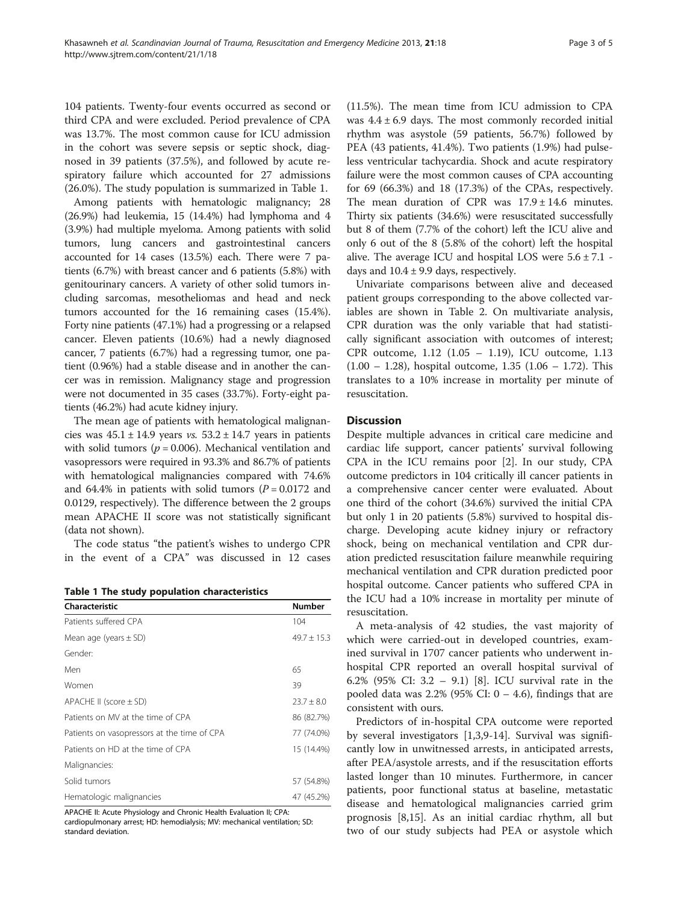104 patients. Twenty-four events occurred as second or third CPA and were excluded. Period prevalence of CPA was 13.7%. The most common cause for ICU admission in the cohort was severe sepsis or septic shock, diagnosed in 39 patients (37.5%), and followed by acute respiratory failure which accounted for 27 admissions (26.0%). The study population is summarized in Table 1.

Among patients with hematologic malignancy; 28 (26.9%) had leukemia, 15 (14.4%) had lymphoma and 4 (3.9%) had multiple myeloma. Among patients with solid tumors, lung cancers and gastrointestinal cancers accounted for 14 cases (13.5%) each. There were 7 patients (6.7%) with breast cancer and 6 patients (5.8%) with genitourinary cancers. A variety of other solid tumors including sarcomas, mesotheliomas and head and neck tumors accounted for the 16 remaining cases (15.4%). Forty nine patients (47.1%) had a progressing or a relapsed cancer. Eleven patients (10.6%) had a newly diagnosed cancer, 7 patients (6.7%) had a regressing tumor, one patient (0.96%) had a stable disease and in another the cancer was in remission. Malignancy stage and progression were not documented in 35 cases (33.7%). Forty-eight patients (46.2%) had acute kidney injury.

The mean age of patients with hematological malignancies was $45.1 \pm 14.9$ years *vs.* $53.2 \pm 14.7$ years in patients with solid tumors ($p = 0.006$). Mechanical ventilation and vasopressors were required in 93.3% and 86.7% of patients with hematological malignancies compared with 74.6% and 64.4% in patients with solid tumors ($P = 0.0172$ and 0.0129, respectively). The difference between the 2 groups mean APACHE II score was not statistically significant (data not shown).

The code status "the patient's wishes to undergo CPR in the event of a CPA" was discussed in 12 cases (11.5%). The mean time from ICU admission to CPA was $4.4 \pm 6.9$ days. The most commonly recorded initial rhythm was asystole (59 patients, 56.7%) followed by PEA (43 patients, 41.4%). Two patients (1.9%) had pulseless ventricular tachycardia. Shock and acute respiratory failure were the most common causes of CPA accounting for 69 (66.3%) and 18 (17.3%) of the CPAs, respectively. The mean duration of CPR was $17.9 \pm 14.6$ minutes. Thirty six patients (34.6%) were resuscitated successfully but 8 of them (7.7% of the cohort) left the ICU alive and only 6 out of the 8 (5.8% of the cohort) left the hospital alive. The average ICU and hospital LOS were $5.6 \pm 7.1$ - days and $10.4 \pm 9.9$ days, respectively.

Univariate comparisons between alive and deceased patient groups corresponding to the above collected variables are shown in Table 2. On multivariate analysis, CPR duration was the only variable that had statistically significant association with outcomes of interest; CPR outcome, 1.12 (1.05 – 1.19), ICU outcome, 1.13 (1.00 – 1.28), hospital outcome, 1.35 (1.06 – 1.72). This translates to a 10% increase in mortality per minute of resuscitation.

**Table 1 The study population characteristics**

| Characteristic | Number |
|---|---|
| Patients suffered CPA | 104 |
| Mean age (years ± SD) | $49.7 \pm 15.3$ |
| Gender: | |
| Men | 65 |
| Women | 39 |
| APACHE II (score ± SD) | $23.7 \pm 8.0$ |
| Patients on MV at the time of CPA | 86 (82.7%) |
| Patients on vasopressors at the time of CPA | 77 (74.0%) |
| Patients on HD at the time of CPA | 15 (14.4%) |
| Malignancies: | |
| Solid tumors | 57 (54.8%) |
| Hematologic malignancies | 47 (45.2%) |

APACHE II: Acute Physiology and Chronic Health Evaluation II; CPA: cardiopulmonary arrest; HD: hemodialysis; MV: mechanical ventilation; SD: standard deviation.

## Discussion

Despite multiple advances in critical care medicine and cardiac life support, cancer patients' survival following CPA in the ICU remains poor [2]. In our study, CPA outcome predictors in 104 critically ill cancer patients in a comprehensive cancer center were evaluated. About one third of the cohort (34.6%) survived the initial CPA but only 1 in 20 patients (5.8%) survived to hospital discharge. Developing acute kidney injury or refractory shock, being on mechanical ventilation and CPR duration predicted resuscitation failure meanwhile requiring mechanical ventilation and CPR duration predicted poor hospital outcome. Cancer patients who suffered CPA in the ICU had a 10% increase in mortality per minute of resuscitation.

A meta-analysis of 42 studies, the vast majority of which were carried-out in developed countries, examined survival in 1707 cancer patients who underwent in-hospital CPR reported an overall hospital survival of 6.2% (95% CI: 3.2 – 9.1) [8]. ICU survival rate in the pooled data was 2.2% (95% CI: 0 – 4.6), findings that are consistent with ours.

Predictors of in-hospital CPA outcome were reported by several investigators [1,3,9-14]. Survival was significantly low in unwitnessed arrests, in anticipated arrests, after PEA/asystole arrests, and if the resuscitation efforts lasted longer than 10 minutes. Furthermore, in cancer patients, poor functional status at baseline, metastatic disease and hematological malignancies carried grim prognosis [8,15]. As an initial cardiac rhythm, all but two of our study subjects had PEA or asystole which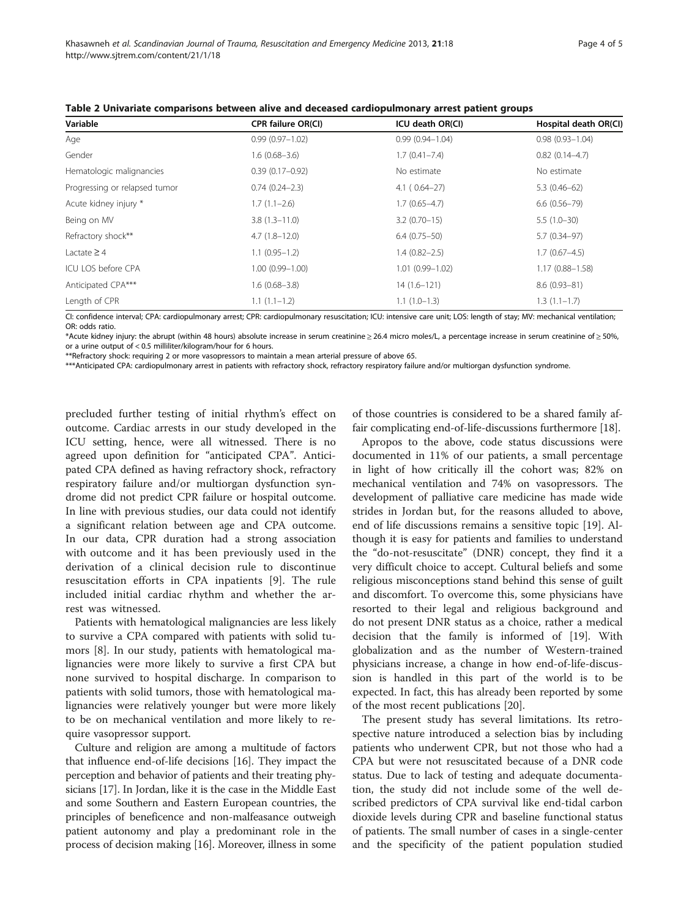**Table 2 Univariate comparisons between alive and deceased cardiopulmonary arrest patient groups**

| Variable | CPR failure OR(CI) | ICU death OR(CI) | Hospital death OR(CI) |
|---|---|---|---|
| Age | 0.99 (0.97–1.02) | 0.99 (0.94–1.04) | 0.98 (0.93–1.04) |
| Gender | 1.6 (0.68–3.6) | 1.7 (0.41–7.4) | 0.82 (0.14–4.7) |
| Hematologic malignancies | 0.39 (0.17–0.92) | No estimate | No estimate |
| Progressing or relapsed tumor | 0.74 (0.24–2.3) | 4.1 ( 0.64–27) | 5.3 (0.46–62) |
| Acute kidney injury * | 1.7 (1.1–2.6) | 1.7 (0.65–4.7) | 6.6 (0.56–79) |
| Being on MV | 3.8 (1.3–11.0) | 3.2 (0.70–15) | 5.5 (1.0–30) |
| Refractory shock** | 4.7 (1.8–12.0) | 6.4 (0.75–50) | 5.7 (0.34–97) |
| Lactate ≥ 4 | 1.1 (0.95–1.2) | 1.4 (0.82–2.5) | 1.7 (0.67–4.5) |
| ICU LOS before CPA | 1.00 (0.99–1.00) | 1.01 (0.99–1.02) | 1.17 (0.88–1.58) |
| Anticipated CPA*** | 1.6 (0.68–3.8) | 14 (1.6–121) | 8.6 (0.93–81) |
| Length of CPR | 1.1 (1.1–1.2) | 1.1 (1.0–1.3) | 1.3 (1.1–1.7) |

CI: confidence interval; CPA: cardiopulmonary arrest; CPR: cardiopulmonary resuscitation; ICU: intensive care unit; LOS: length of stay; MV: mechanical ventilation; OR: odds ratio.

*Acute kidney injury: the abrupt (within 48 hours) absolute increase in serum creatinine ≥ 26.4 micro moles/L, a percentage increase in serum creatinine of ≥ 50%, or a urine output of < 0.5 milliliter/kilogram/hour for 6 hours.

**Refractory shock: requiring 2 or more vasopressors to maintain a mean arterial pressure of above 65.

***Anticipated CPA: cardiopulmonary arrest in patients with refractory shock, refractory respiratory failure and/or multiorgan dysfunction syndrome.

precluded further testing of initial rhythm's effect on outcome. Cardiac arrests in our study developed in the ICU setting, hence, were all witnessed. There is no agreed upon definition for "anticipated CPA". Anticipated CPA defined as having refractory shock, refractory respiratory failure and/or multiorgan dysfunction syndrome did not predict CPR failure or hospital outcome. In line with previous studies, our data could not identify a significant relation between age and CPA outcome. In our data, CPR duration had a strong association with outcome and it has been previously used in the derivation of a clinical decision rule to discontinue resuscitation efforts in CPA inpatients [9]. The rule included initial cardiac rhythm and whether the arrest was witnessed.

Patients with hematological malignancies are less likely to survive a CPA compared with patients with solid tumors [8]. In our study, patients with hematological malignancies were more likely to survive a first CPA but none survived to hospital discharge. In comparison to patients with solid tumors, those with hematological malignancies were relatively younger but were more likely to be on mechanical ventilation and more likely to require vasopressor support.

Culture and religion are among a multitude of factors that influence end-of-life decisions [16]. They impact the perception and behavior of patients and their treating physicians [17]. In Jordan, like it is the case in the Middle East and some Southern and Eastern European countries, the principles of beneficence and non-malfeasance outweigh patient autonomy and play a predominant role in the process of decision making [16]. Moreover, illness in some of those countries is considered to be a shared family affair complicating end-of-life-discussions furthermore [18].

Apropos to the above, code status discussions were documented in 11% of our patients, a small percentage in light of how critically ill the cohort was; 82% on mechanical ventilation and 74% on vasopressors. The development of palliative care medicine has made wide strides in Jordan but, for the reasons alluded to above, end of life discussions remains a sensitive topic [19]. Although it is easy for patients and families to understand the "do-not-resuscitate" (DNR) concept, they find it a very difficult choice to accept. Cultural beliefs and some religious misconceptions stand behind this sense of guilt and discomfort. To overcome this, some physicians have resorted to their legal and religious background and do not present DNR status as a choice, rather a medical decision that the family is informed of [19]. With globalization and as the number of Western-trained physicians increase, a change in how end-of-life-discussion is handled in this part of the world is to be expected. In fact, this has already been reported by some of the most recent publications [20].

The present study has several limitations. Its retrospective nature introduced a selection bias by including patients who underwent CPR, but not those who had a CPA but were not resuscitated because of a DNR code status. Due to lack of testing and adequate documentation, the study did not include some of the well described predictors of CPA survival like end-tidal carbon dioxide levels during CPR and baseline functional status of patients. The small number of cases in a single-center and the specificity of the patient population studied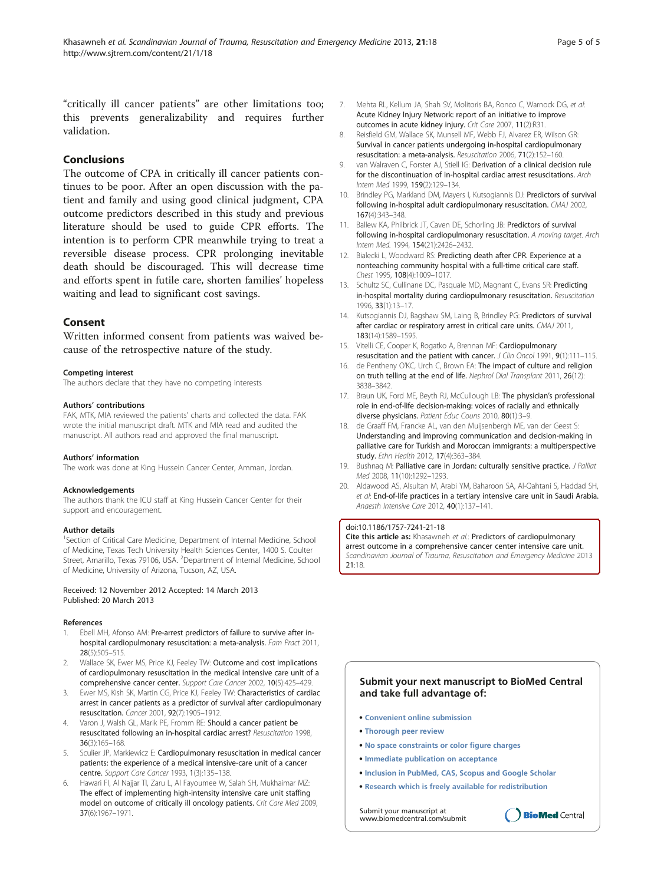"critically ill cancer patients" are other limitations too; this prevents generalizability and requires further validation.

## Conclusions

The outcome of CPA in critically ill cancer patients continues to be poor. After an open discussion with the patient and family and using good clinical judgment, CPA outcome predictors described in this study and previous literature should be used to guide CPR efforts. The intention is to perform CPR meanwhile trying to treat a reversible disease process. CPR prolonging inevitable death should be discouraged. This will decrease time and efforts spent in futile care, shorten families' hopeless waiting and lead to significant cost savings.

## Consent

Written informed consent from patients was waived because of the retrospective nature of the study.

#### Competing interest

The authors declare that they have no competing interests

#### Authors' contributions

FAK, MTK, MIA reviewed the patients' charts and collected the data. FAK wrote the initial manuscript draft. MTK and MIA read and audited the manuscript. All authors read and approved the final manuscript.

#### Authors' information

The work was done at King Hussein Cancer Center, Amman, Jordan.

#### Acknowledgements

The authors thank the ICU staff at King Hussein Cancer Center for their support and encouragement.

#### Author details

[1]Section of Critical Care Medicine, Department of Internal Medicine, School of Medicine, Texas Tech University Health Sciences Center, 1400 S. Coulter Street, Amarillo, Texas 79106, USA. [2]Department of Internal Medicine, School of Medicine, University of Arizona, Tucson, AZ, USA.

Received: 12 November 2012 Accepted: 14 March 2013
Published: 20 March 2013

#### References

1. Ebell MH, Afonso AM: **Pre-arrest predictors of failure to survive after in-hospital cardiopulmonary resuscitation: a meta-analysis.** *Fam Pract* 2011, **28**(5):505–515.
2. Wallace SK, Ewer MS, Price KJ, Feeley TW: **Outcome and cost implications of cardiopulmonary resuscitation in the medical intensive care unit of a comprehensive cancer center.** *Support Care Cancer* 2002, **10**(5):425–429.
3. Ewer MS, Kish SK, Martin CG, Price KJ, Feeley TW: **Characteristics of cardiac arrest in cancer patients as a predictor of survival after cardiopulmonary resuscitation.** *Cancer* 2001, **92**(7):1905–1912.
4. Varon J, Walsh GL, Marik PE, Fromm RE: **Should a cancer patient be resuscitated following an in-hospital cardiac arrest?** *Resuscitation* 1998, **36**(3):165–168.
5. Sculier JP, Markiewicz E: **Cardiopulmonary resuscitation in medical cancer patients: the experience of a medical intensive-care unit of a cancer centre.** *Support Care Cancer* 1993, **1**(3):135–138.
6. Hawari FI, Al Najjar TI, Zaru L, Al Fayoumee W, Salah SH, Mukhaimar MZ: **The effect of implementing high-intensity intensive care unit staffing model on outcome of critically ill oncology patients.** *Crit Care Med* 2009, **37**(6):1967–1971.
7. Mehta RL, Kellum JA, Shah SV, Molitoris BA, Ronco C, Warnock DG, *et al*: **Acute Kidney Injury Network: report of an initiative to improve outcomes in acute kidney injury.** *Crit Care* 2007, **11**(2):R31.
8. Reisfield GM, Wallace SK, Munsell MF, Webb FJ, Alvarez ER, Wilson GR: **Survival in cancer patients undergoing in-hospital cardiopulmonary resuscitation: a meta-analysis.** *Resuscitation* 2006, **71**(2):152–160.
9. van Walraven C, Forster AJ, Stiell IG: **Derivation of a clinical decision rule for the discontinuation of in-hospital cardiac arrest resuscitations.** *Arch Intern Med* 1999, **159**(2):129–134.
10. Brindley PG, Markland DM, Mayers I, Kutsogiannis DJ: **Predictors of survival following in-hospital adult cardiopulmonary resuscitation.** *CMAJ* 2002, **167**(4):343–348.
11. Ballew KA, Philbrick JT, Caven DE, Schorling JB: **Predictors of survival following in-hospital cardiopulmonary resuscitation.** *A moving target. Arch Intern Med.* 1994, **154**(21):2426–2432.
12. Bialecki L, Woodward RS: **Predicting death after CPR. Experience at a nonteaching community hospital with a full-time critical care staff.** *Chest* 1995, **108**(4):1009–1017.
13. Schultz SC, Cullinane DC, Pasquale MD, Magnant C, Evans SR: **Predicting in-hospital mortality during cardiopulmonary resuscitation.** *Resuscitation* 1996, **33**(1):13–17.
14. Kutsogiannis DJ, Bagshaw SM, Laing B, Brindley PG: **Predictors of survival after cardiac or respiratory arrest in critical care units.** *CMAJ* 2011, **183**(14):1589–1595.
15. Vitelli CE, Cooper K, Rogatko A, Brennan MF: **Cardiopulmonary resuscitation and the patient with cancer.** *J Clin Oncol* 1991, **9**(1):111–115.
16. de Pentheny O'KC, Urch C, Brown EA: **The impact of culture and religion on truth telling at the end of life.** *Nephrol Dial Transplant* 2011, **26**(12): 3838–3842.
17. Braun UK, Ford ME, Beyth RJ, McCullough LB: **The physician's professional role in end-of-life decision-making: voices of racially and ethnically diverse physicians.** *Patient Educ Couns* 2010, **80**(1):3–9.
18. de Graaff FM, Francke AL, van den Muijsenbergh ME, van der Geest S: **Understanding and improving communication and decision-making in palliative care for Turkish and Moroccan immigrants: a multiperspective study.** *Ethn Health* 2012, **17**(4):363–384.
19. Bushnaq M: **Palliative care in Jordan: culturally sensitive practice.** *J Palliat Med* 2008, **11**(10):1292–1293.
20. Aldawood AS, Alsultan M, Arabi YM, Baharoon SA, Al-Qahtani S, Haddad SH, *et al*: **End-of-life practices in a tertiary intensive care unit in Saudi Arabia.** *Anaesth Intensive Care* 2012, **40**(1):137–141.

doi:10.1186/1757-7241-21-18
**Cite this article as:** Khasawneh *et al.*: Predictors of cardiopulmonary arrest outcome in a comprehensive cancer center intensive care unit. *Scandinavian Journal of Trauma, Resuscitation and Emergency Medicine* 2013 **21**:18.